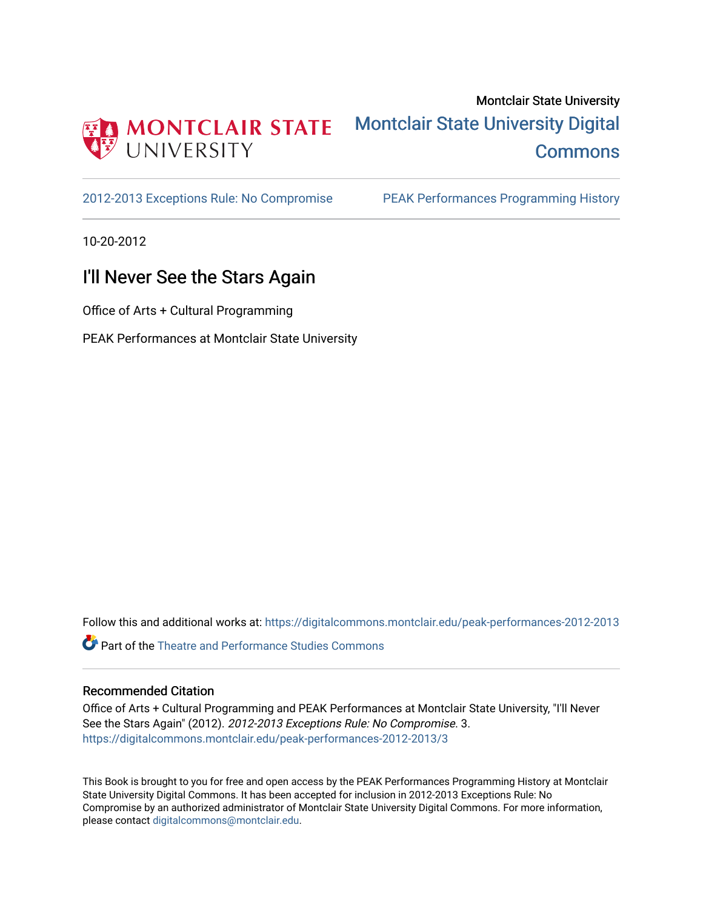Montclair State University

Montclair State University Digital Commons

2012-2013 Exceptions Rule: No Compromise

PEAK Performances Programming History

10-20-2012

# I'll Never See the Stars Again

Office of Arts + Cultural Programming

PEAK Performances at Montclair State University

Follow this and additional works at: https://digitalcommons.montclair.edu/peak-performances-2012-2013

Part of the Theatre and Performance Studies Commons

## Recommended Citation

Office of Arts + Cultural Programming and PEAK Performances at Montclair State University, "I'll Never See the Stars Again" (2012). *2012-2013 Exceptions Rule: No Compromise*. 3.
https://digitalcommons.montclair.edu/peak-performances-2012-2013/3

This Book is brought to you for free and open access by the PEAK Performances Programming History at Montclair State University Digital Commons. It has been accepted for inclusion in 2012-2013 Exceptions Rule: No Compromise by an authorized administrator of Montclair State University Digital Commons. For more information, please contact digitalcommons@montclair.edu.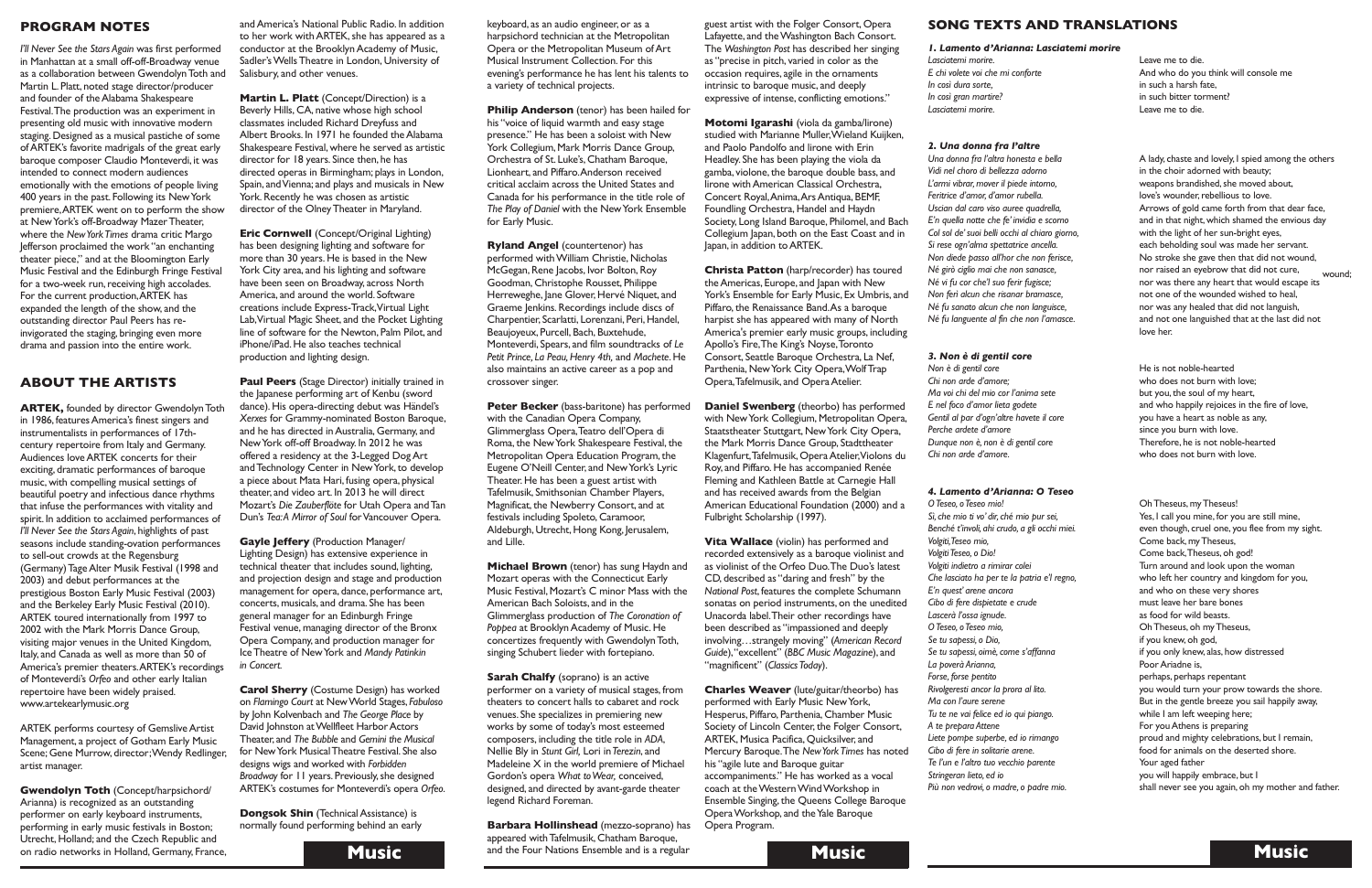## PROGRAM NOTES

*I'll Never See the Stars Again* was first performed in Manhattan at a small off-off-Broadway venue as a collaboration between Gwendolyn Toth and Martin L. Platt, noted stage director/producer and founder of the Alabama Shakespeare Festival. The production was an experiment in presenting old music with innovative modern staging. Designed as a musical pastiche of some of ARTEK's favorite madrigals of the great early baroque composer Claudio Monteverdi, it was intended to connect modern audiences emotionally with the emotions of people living 400 years in the past. Following its New York premiere, ARTEK went on to perform the show at New York's off-Broadway Mazer Theater, where the *New York Times* drama critic Margo Jefferson proclaimed the work "an enchanting theater piece," and at the Bloomington Early Music Festival and the Edinburgh Fringe Festival for a two-week run, receiving high accolades. For the current production, ARTEK has expanded the length of the show, and the outstanding director Paul Peers has re-invigorated the staging, bringing even more drama and passion into the entire work.

## ABOUT THE ARTISTS

**ARTEK,** founded by director Gwendolyn Toth in 1986, features America's finest singers and instrumentalists in performances of 17th-century repertoire from Italy and Germany. Audiences love ARTEK concerts for their exciting, dramatic performances of baroque music, with compelling musical settings of beautiful poetry and infectious dance rhythms that infuse the performances with vitality and spirit. In addition to acclaimed performances of *I'll Never See the Stars Again*, highlights of past seasons include standing-ovation performances to sell-out crowds at the Regensburg (Germany) Tage Alter Musik Festival (1998 and 2003) and debut performances at the prestigious Boston Early Music Festival (2003) and the Berkeley Early Music Festival (2010). ARTEK toured internationally from 1997 to 2002 with the Mark Morris Dance Group, visiting major venues in the United Kingdom, Italy, and Canada as well as more than 50 of America's premier theaters. ARTEK's recordings of Monteverdi's *Orfeo* and other early Italian repertoire have been widely praised. www.artekearlymusic.org

ARTEK performs courtesy of Gemslive Artist Management, a project of Gotham Early Music Scene; Gene Murrow, director; Wendy Redlinger, artist manager.

**Gwendolyn Toth** (Concept/harpsichord/Arianna) is recognized as an outstanding performer on early keyboard instruments, performing in early music festivals in Boston; Utrecht, Holland; and the Czech Republic and on radio networks in Holland, Germany, France, and America's National Public Radio. In addition to her work with ARTEK, she has appeared as a conductor at the Brooklyn Academy of Music, Sadler's Wells Theatre in London, University of Salisbury, and other venues.

**Martin L. Platt** (Concept/Direction) is a Beverly Hills, CA, native whose high school classmates included Richard Dreyfuss and Albert Brooks. In 1971 he founded the Alabama Shakespeare Festival, where he served as artistic director for 18 years. Since then, he has directed operas in Birmingham; plays in London, Spain, and Vienna; and plays and musicals in New York. Recently he was chosen as artistic director of the Olney Theater in Maryland.

**Eric Cornwell** (Concept/Original Lighting) has been designing lighting and software for more than 30 years. He is based in the New York City area, and his lighting and software have been seen on Broadway, across North America, and around the world. Software creations include Express-Track, Virtual Light Lab, Virtual Magic Sheet, and the Pocket Lighting line of software for the Newton, Palm Pilot, and iPhone/iPad. He also teaches technical production and lighting design.

**Paul Peers** (Stage Director) initially trained in the Japanese performing art of Kenbu (sword dance). His opera-directing debut was Händel's *Xerxes* for Grammy-nominated Boston Baroque, and he has directed in Australia, Germany, and New York off-off Broadway. In 2012 he was offered a residency at the 3-Legged Dog Art and Technology Center in New York, to develop a piece about Mata Hari, fusing opera, physical theater, and video art. In 2013 he will direct Mozart's *Die Zauberflöte* for Utah Opera and Tan Dun's *Tea: A Mirror of Soul* for Vancouver Opera.

**Gayle Jeffery** (Production Manager/Lighting Design) has extensive experience in technical theater that includes sound, lighting, and projection design and stage and production management for opera, dance, performance art, concerts, musicals, and drama. She has been general manager for an Edinburgh Fringe Festival venue, managing director of the Bronx Opera Company, and production manager for Ice Theatre of New York and *Mandy Patinkin in Concert.*

**Carol Sherry** (Costume Design) has worked on *Flamingo Court* at New World Stages, *Fabuloso* by John Kolvenbach and *The George Place* by David Johnston at Wellfleet Harbor Actors Theater, and *The Bubble* and *Gemini the Musical* for New York Musical Theatre Festival. She also designs wigs and worked with *Forbidden Broadway* for 11 years. Previously, she designed ARTEK's costumes for Monteverdi's opera *Orfeo*.

**Dongsok Shin** (Technical Assistance) is normally found performing behind an early keyboard, as an audio engineer, or as a harpsichord technician at the Metropolitan Opera or the Metropolitan Museum of Art Musical Instrument Collection. For this evening's performance he has lent his talents to a variety of technical projects.

**Philip Anderson** (tenor) has been hailed for his "voice of liquid warmth and easy stage presence." He has been a soloist with New York Collegium, Mark Morris Dance Group, Orchestra of St. Luke's, Chatham Baroque, Lionheart, and Piffaro. Anderson received critical acclaim across the United States and Canada for his performance in the title role of *The Play of Daniel* with the New York Ensemble for Early Music.

**Ryland Angel** (countertenor) has performed with William Christie, Nicholas McGegan, Rene Jacobs, Ivor Bolton, Roy Goodman, Christophe Rousset, Philippe Herreweghe, Jane Glover, Hervé Niquet, and Graeme Jenkins. Recordings include discs of Charpentier, Scarlatti, Lorenzani, Peri, Handel, Beaujoyeux, Purcell, Bach, Buxtehude, Monteverdi, Spears, and film soundtracks of *Le Petit Prince*, *La Peau*, *Henry 4th*, and *Machete*. He also maintains an active career as a pop and crossover singer.

**Peter Becker** (bass-baritone) has performed with the Canadian Opera Company, Glimmerglass Opera, Teatro dell'Opera di Roma, the New York Shakespeare Festival, the Metropolitan Opera Education Program, the Eugene O'Neill Center, and New York's Lyric Theater. He has been a guest artist with Tafelmusik, Smithsonian Chamber Players, Magnificat, the Newberry Consort, and at festivals including Spoleto, Caramoor, Aldeburgh, Utrecht, Hong Kong, Jerusalem, and Lille.

**Michael Brown** (tenor) has sung Haydn and Mozart operas with the Connecticut Early Music Festival, Mozart's C minor Mass with the American Bach Soloists, and in the Glimmerglass production of *The Coronation of Poppea* at Brooklyn Academy of Music. He concertizes frequently with Gwendolyn Toth, singing Schubert lieder with fortepiano.

**Sarah Chalfy** (soprano) is an active performer on a variety of musical stages, from theaters to concert halls to cabaret and rock venues. She specializes in premiering new works by some of today's most esteemed composers, including the title role in *ADA*, Nellie Bly in *Stunt Girl*, Lori in *Terezin*, and Madeleine X in the world premiere of Michael Gordon's opera *What to Wear*, conceived, designed, and directed by avant-garde theater legend Richard Foreman.

**Barbara Hollinshead** (mezzo-soprano) has appeared with Tafelmusik, Chatham Baroque, and the Four Nations Ensemble and is a regular guest artist with the Folger Consort, Opera Lafayette, and the Washington Bach Consort. The *Washington Post* has described her singing as "precise in pitch, varied in color as the occasion requires, agile in the ornaments intrinsic to baroque music, and deeply expressive of intense, conflicting emotions."

**Motomi Igarashi** (viola da gamba/lirone) studied with Marianne Muller, Wieland Kuijken, and Paolo Pandolfo and lirone with Erin Headley. She has been playing the viola da gamba, violone, the baroque double bass, and lirone with American Classical Orchestra, Concert Royal, Anima, Ars Antiqua, BEMF, Foundling Orchestra, Handel and Haydn Society, Long Island Baroque, Philomel, and Bach Collegium Japan, both on the East Coast and in Japan, in addition to ARTEK.

**Christa Patton** (harp/recorder) has toured the Americas, Europe, and Japan with New York's Ensemble for Early Music, Ex Umbris, and Piffaro, the Renaissance Band. As a baroque harpist she has appeared with many of North America's premier early music groups, including Apollo's Fire, The King's Noyse, Toronto Consort, Seattle Baroque Orchestra, La Nef, Parthenia, New York City Opera, Wolf Trap Opera, Tafelmusik, and Opera Atelier.

**Daniel Swenberg** (theorbo) has performed with New York Collegium, Metropolitan Opera, Staatstheater Stuttgart, New York City Opera, the Mark Morris Dance Group, Stadttheater Klagenfurt, Tafelmusik, Opera Atelier, Violons du Roy, and Piffaro. He has accompanied Renée Fleming and Kathleen Battle at Carnegie Hall and has received awards from the Belgian American Educational Foundation (2000) and a Fulbright Scholarship (1997).

**Vita Wallace** (violin) has performed and recorded extensively as a baroque violinist and as violinist of the Orfeo Duo. The Duo's latest CD, described as "daring and fresh" by the *National Post*, features the complete Schumann sonatas on period instruments, on the unedited Unacorda label. Their other recordings have been described as "impassioned and deeply involving…strangely moving" (*American Record Guide*), "excellent" (*BBC Music Magazine*), and "magnificent" (*Classics Today*).

**Charles Weaver** (lute/guitar/theorbo) has performed with Early Music New York, Hesperus, Piffaro, Parthenia, Chamber Music Society of Lincoln Center, the Folger Consort, ARTEK, Musica Pacifica, Quicksilver, and Mercury Baroque. The *New York Times* has noted his "agile lute and Baroque guitar accompaniments." He has worked as a vocal coach at the Western Wind Workshop in Ensemble Singing, the Queens College Baroque Opera Workshop, and the Yale Baroque Opera Program.

## SONG TEXTS AND TRANSLATIONS

### *1. Lamento d'Arianna: Lasciatemi morire*

*Lasciatemi morire.*
*E chi volete voi che mi conforte*
*In così dura sorte,*
*In così gran martire?*
*Lasciatemi morire.*

Leave me to die.
And who do you think will console me
in such a harsh fate,
in such bitter torment?
Leave me to die.

### *2. Una donna fra l'altre*

*Una donna fra l'altre honesta e bella*
*Vidi nel choro di bellezza adorno*
*L'armi vibrar, mover il piede intorno,*
*Feritrice d'amor, d'amor rubella.*
*Uscian dal caro viso auree quadrella,*
*E'n quella notte che fe' invidia e scorno*
*Col sol de' suoi belli occhi al chiaro giorno,*
*Si rese ogn'alma spettatrice ancella.*
*Non diede passo all'hor che non ferisse,*
*Né girò ciglio mai che non sanasse,*
*Né vi fu cor che'l suo ferir fugisse;*
*Non ferì alcun che risanar bramasse,*
*Né fu sanato alcun che non languisse,*
*Né fu languente al fin che non l'amasse.*

A lady, chaste and lovely, I spied among the others
in the choir adorned with beauty;
weapons brandished, she moved about,
love's wounder, rebellious to love.
Arrows of gold came forth from that dear face,
and in that night, which shamed the envious day
with the light of her sun-bright eyes,
each beholding soul was made her servant.
No stroke she gave then that did not wound,
nor raised an eyebrow that did not cure,
nor was there any heart that would escape its wound;
not one of the wounded wished to heal,
nor was any healed that did not languish,
and not one languished that at the last did not
love her.

### *3. Non è di gentil core*

*Non è di gentil core*
*Chi non arde d'amore;*
*Ma voi chi del mio cor l'anima sete*
*E nel foco d'amor lieta godete*
*Gentil al par d'ogn'altre havete il core*
*Perche ardete d'amore*
*Dunque non è, non è di gentil core*
*Chi non arde d'amore.*

He is not noble-hearted
who does not burn with love;
but you, the soul of my heart,
and who happily rejoices in the fire of love,
you have a heart as noble as any,
since you burn with love.
Therefore, he is not noble-hearted
who does not burn with love.

### *4. Lamento d'Arianna: O Teseo*

*O Teseo, o Teseo mio!*
*Si, che mio ti vo' dir, ché mio pur sei,*
*Benché t'involi, ahi crudo, a gli occhi miei.*
*Volgiti, Teseo mio,*
*Volgiti Teseo, o Dio!*
*Volgiti indietro a rimirar colei*
*Che lasciato ha per te la patria e'l regno,*
*E'n quest' arene ancora*
*Cibo di fere dispietate e crude*
*Lascerà l'ossa ignude.*
*O Teseo, o Teseo mio,*
*Se tu sapessi, o Dio,*
*Se tu sapessi, oimè, come s'affanna*
*La povera Arianna,*
*Forse, forse pentito*
*Rivolgeresti ancor la prora al lito.*
*Ma con l'aure serene*
*Tu te ne vai felice ed io qui piango.*
*A te prepara Attene*
*Liete pompe superbe, ed io rimango*
*Cibo di fere in solitarie arene.*
*Te l'un e l'altro tuo vecchio parente*
*Stringeran lieto, ed io*
*Più non vedrovi, o madre, o padre mio.*

Oh Theseus, my Theseus!
Yes, I call you mine, for you are still mine,
even though, cruel one, you flee from my sight.
Come back, my Theseus,
Come back, Theseus, oh god!
Turn around and look upon the woman
who left her country and kingdom for you,
and who on these very shores
must leave her bare bones
as food for wild beasts.
Oh Theseus, oh my Theseus,
if you knew, oh god,
if you only knew, alas, how distressed
Poor Ariadne is,
perhaps, perhaps repentant
you would turn your prow towards the shore.
But in the gentle breeze you sail happily away,
while I am left weeping here;
For you Athens is preparing
proud and mighty celebrations, but I remain,
food for animals on the deserted shore.
Your aged father
you will happily embrace, but I
shall never see you again, oh my mother and father.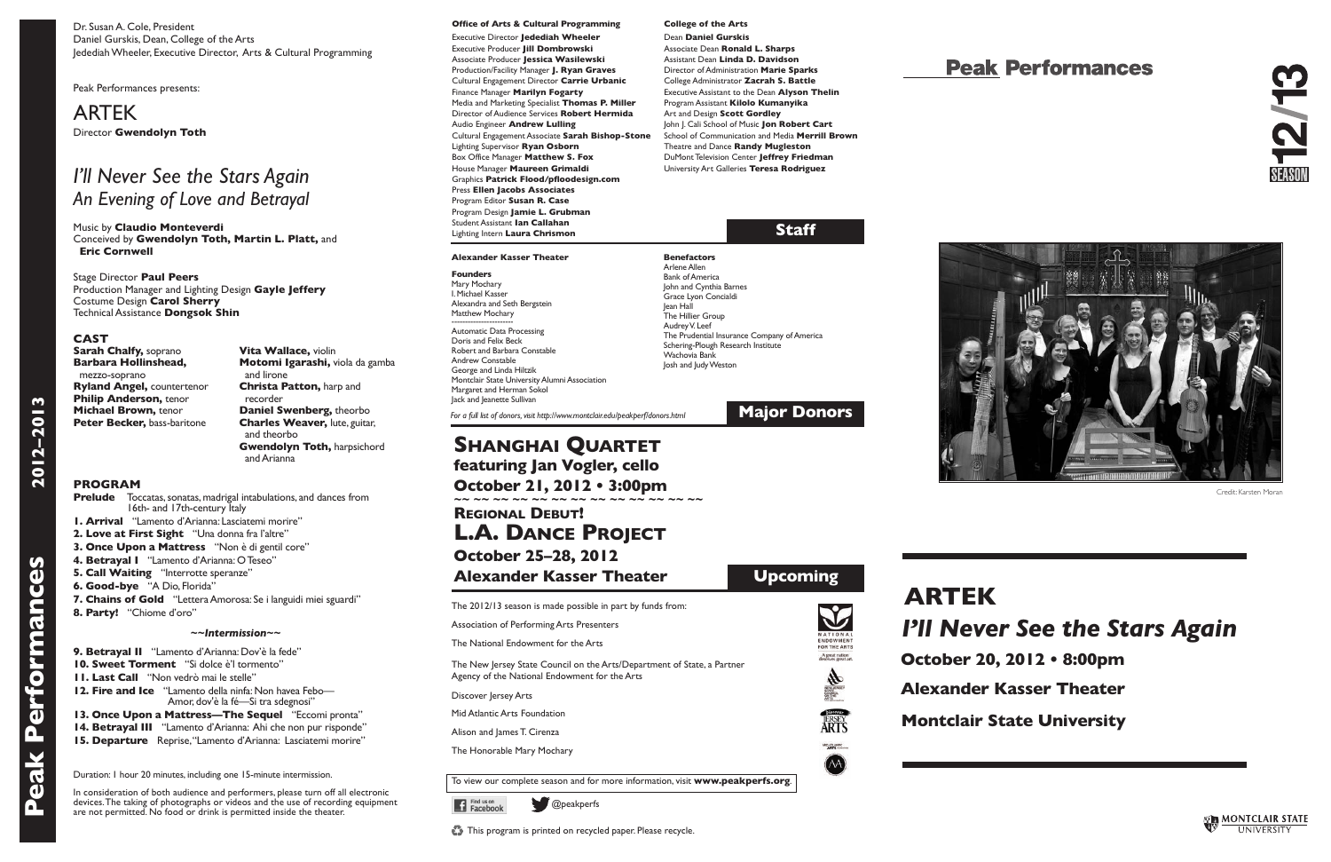Dr. Susan A. Cole, President
Daniel Gurskis, Dean, College of the Arts
Jedediah Wheeler, Executive Director, Arts & Cultural Programming

Peak Performances presents:

# ARTEK

Director **Gwendolyn Toth**

## *I'll Never See the Stars Again*
## *An Evening of Love and Betrayal*

Music by **Claudio Monteverdi**
Conceived by **Gwendolyn Toth, Martin L. Platt,** and **Eric Cornwell**

Stage Director **Paul Peers**
Production Manager and Lighting Design **Gayle Jeffery**
Costume Design **Carol Sherry**
Technical Assistance **Dongsok Shin**

### CAST

**Sarah Chalfy,** soprano
**Barbara Hollinshead,** mezzo-soprano
**Ryland Angel,** countertenor
**Philip Anderson,** tenor
**Michael Brown,** tenor
**Peter Becker,** bass-baritone
**Vita Wallace,** violin
**Motomi Igarashi,** viola da gamba and lirone
**Christa Patton,** harp and recorder
**Daniel Swenberg,** theorbo
**Charles Weaver,** lute, guitar, and theorbo
**Gwendolyn Toth,** harpsichord and Arianna

### PROGRAM

**Prelude** Toccatas, sonatas, madrigal intabulations, and dances from 16th- and 17th-century Italy
1. **Arrival** "Lamento d'Arianna: Lasciatemi morire"
2. **Love at First Sight** "Una donna fra l'altre"
3. **Once Upon a Mattress** "Non è di gentil core"
4. **Betrayal I** "Lamento d'Arianna: O Teseo"
5. **Call Waiting** "Interrotte speranze"
6. **Good-bye** "A Dio, Florida"
7. **Chains of Gold** "Lettera Amorosa: Se i languidi miei sguardi"
8. **Party!** "Chiome d'oro"

*~~Intermission~~*

9. **Betrayal II** "Lamento d'Arianna: Dov'è la fede"
10. **Sweet Torment** "Si dolce è'l tormento"
11. **Last Call** "Non vedrò mai le stelle"
12. **Fire and Ice** "Lamento della ninfa: Non havea Febo—Amor, dov'è la fé—Si tra sdegnosi"
13. **Once Upon a Mattress—The Sequel** "Eccomi pronta"
14. **Betrayal III** "Lamento d'Arianna: Ahi che non pur risponde"
15. **Departure** Reprise, "Lamento d'Arianna: Lasciatemi morire"

Duration: 1 hour 20 minutes, including one 15-minute intermission.

In consideration of both audience and performers, please turn off all electronic devices. The taking of photographs or videos and the use of recording equipment are not permitted. No food or drink is permitted inside the theater.

## Staff

**Office of Arts & Cultural Programming**
Executive Director **Jedediah Wheeler**
Executive Producer **Jill Dombrowski**
Associate Producer **Jessica Wasilewski**
Production/Facility Manager **J. Ryan Graves**
Cultural Engagement Director **Carrie Urbanic**
Finance Manager **Marilyn Fogarty**
Media and Marketing Specialist **Thomas P. Miller**
Director of Audience Services **Robert Hermida**
Audio Engineer **Andrew Lulling**
Cultural Engagement Associate **Sarah Bishop-Stone**
Lighting Supervisor **Ryan Osborn**
Box Office Manager **Matthew S. Fox**
House Manager **Maureen Grimaldi**
Graphics **Patrick Flood/pfloodesign.com**
Press **Ellen Jacobs Associates**
Program Editor **Susan R. Case**
Program Design **Jamie L. Grubman**
Student Assistant **Ian Callahan**
Lighting Intern **Laura Chrismon**

**College of the Arts**
Dean **Daniel Gurskis**
Associate Dean **Ronald L. Sharps**
Assistant Dean **Linda D. Davidson**
Director of Administration **Marie Sparks**
College Administrator **Zacrah S. Battle**
Executive Assistant to the Dean **Alyson Thelin**
Program Assistant **Kilolo Kumanyika**
Art and Design **Scott Gordley**
John J. Cali School of Music **Jon Robert Cart**
School of Communication and Media **Merrill Brown**
Theatre and Dance **Randy Mugleston**
DuMont Television Center **Jeffrey Friedman**
University Art Galleries **Teresa Rodriguez**

## Major Donors

**Alexander Kasser Theater**

**Founders**
Mary Mochary
I. Michael Kasser
Alexandra and Seth Bergstein
Matthew Mochary

Automatic Data Processing
Doris and Felix Beck
Robert and Barbara Constable
Andrew Constable
George and Linda Hiltzik
Montclair State University Alumni Association
Margaret and Herman Sokol
Jack and Jeanette Sullivan

**Benefactors**
Arlene Allen
Bank of America
John and Cynthia Barnes
Grace Lyon Concialdi
Jean Hall
The Hillier Group
Audrey V. Leef
The Prudential Insurance Company of America
Schering-Plough Research Institute
Wachovia Bank
Josh and Judy Weston

*For a full list of donors, visit http://www.montclair.edu/peakperf/donors.html*

## Upcoming

**SHANGHAI QUARTET**
**featuring Jan Vogler, cello**
**October 21, 2012 • 3:00pm**

**REGIONAL DEBUT!**
**L.A. DANCE PROJECT**
**October 25–28, 2012**
**Alexander Kasser Theater**

The 2012/13 season is made possible in part by funds from:

Association of Performing Arts Presenters

The National Endowment for the Arts

The New Jersey State Council on the Arts/Department of State, a Partner Agency of the National Endowment for the Arts

Discover Jersey Arts

Mid Atlantic Arts Foundation

Alison and James T. Cirenza

The Honorable Mary Mochary

To view our complete season and for more information, visit **www.peakperfs.org**.

Find us on Facebook @peakperfs

This program is printed on recycled paper. Please recycle.

# Peak Performances

12/13 SEASON

Credit: Karsten Moran

# ARTEK
## *I'll Never See the Stars Again*

**October 20, 2012 • 8:00pm**

**Alexander Kasser Theater**

**Montclair State University**

MONTCLAIR STATE UNIVERSITY

**Peak Performances 2012–2013**